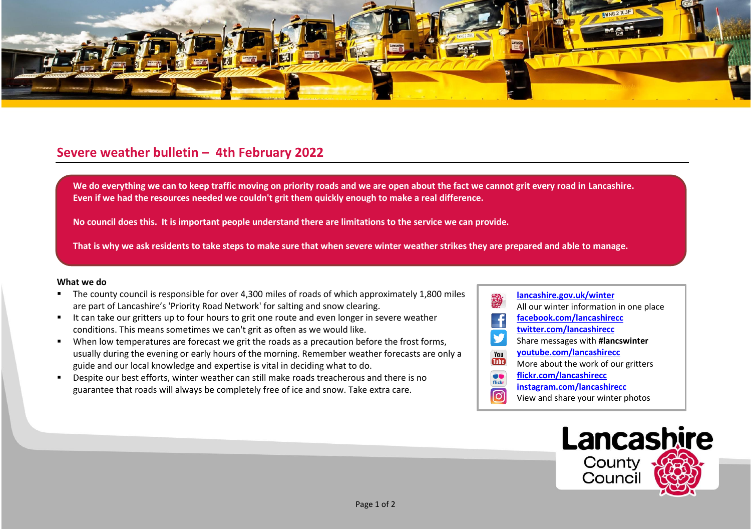## Severe weather bulletin – 4th February 2022

**We do everything we can to keep traffic moving on priority roads and we are open about the fact we cannot grit every road in Lancashire. Even if we had the resources needed we couldn't grit them quickly enough to make a real difference.**

**No council does this. It is important people understand there are limitations to the service we can provide.**

**That is why we ask residents to take steps to make sure that when severe winter weather strikes they are prepared and able to manage.**

**What we do**

- The county council is responsible for over 4,300 miles of roads of which approximately 1,800 miles are part of Lancashire's 'Priority Road Network' for salting and snow clearing.
- It can take our gritters up to four hours to grit one route and even longer in severe weather conditions. This means sometimes we can't grit as often as we would like.
- When low temperatures are forecast we grit the roads as a precaution before the frost forms, usually during the evening or early hours of the morning. Remember weather forecasts are only a guide and our local knowledge and expertise is vital in deciding what to do.
- Despite our best efforts, winter weather can still make roads treacherous and there is no guarantee that roads will always be completely free of ice and snow. Take extra care.

lancashire.gov.uk/winter
All our winter information in one place
facebook.com/lancashirecc
twitter.com/lancashirecc
Share messages with **#lancswinter**
youtube.com/lancashirecc
More about the work of our gritters
flickr.com/lancashirecc
instagram.com/lancashirecc
View and share your winter photos

Lancashire County Council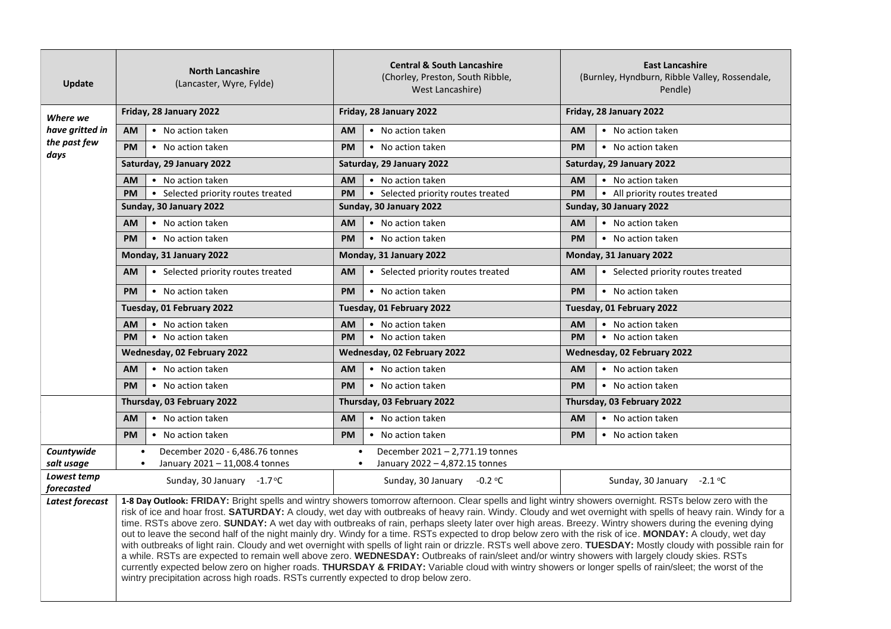| Update | North Lancashire (Lancaster, Wyre, Fylde) | | Central & South Lancashire (Chorley, Preston, South Ribble, West Lancashire) | | East Lancashire (Burnley, Hyndburn, Ribble Valley, Rossendale, Pendle) | |
|---|---|---|---|---|---|---|
| ***Where we have gritted in the past few days*** | **Friday, 28 January 2022** | | **Friday, 28 January 2022** | | **Friday, 28 January 2022** | |
| | **AM** | • No action taken | **AM** | • No action taken | **AM** | • No action taken |
| | **PM** | • No action taken | **PM** | • No action taken | **PM** | • No action taken |
| | **Saturday, 29 January 2022** | | **Saturday, 29 January 2022** | | **Saturday, 29 January 2022** | |
| | **AM** | • No action taken | **AM** | • No action taken | **AM** | • No action taken |
| | **PM** | • Selected priority routes treated | **PM** | • Selected priority routes treated | **PM** | • All priority routes treated |
| | **Sunday, 30 January 2022** | | **Sunday, 30 January 2022** | | **Sunday, 30 January 2022** | |
| | **AM** | • No action taken | **AM** | • No action taken | **AM** | • No action taken |
| | **PM** | • No action taken | **PM** | • No action taken | **PM** | • No action taken |
| | **Monday, 31 January 2022** | | **Monday, 31 January 2022** | | **Monday, 31 January 2022** | |
| | **AM** | • Selected priority routes treated | **AM** | • Selected priority routes treated | **AM** | • Selected priority routes treated |
| | **PM** | • No action taken | **PM** | • No action taken | **PM** | • No action taken |
| | **Tuesday, 01 February 2022** | | **Tuesday, 01 February 2022** | | **Tuesday, 01 February 2022** | |
| | **AM** | • No action taken | **AM** | • No action taken | **AM** | • No action taken |
| | **PM** | • No action taken | **PM** | • No action taken | **PM** | • No action taken |
| | **Wednesday, 02 February 2022** | | **Wednesday, 02 February 2022** | | **Wednesday, 02 February 2022** | |
| | **AM** | • No action taken | **AM** | • No action taken | **AM** | • No action taken |
| | **PM** | • No action taken | **PM** | • No action taken | **PM** | • No action taken |
| | **Thursday, 03 February 2022** | | **Thursday, 03 February 2022** | | **Thursday, 03 February 2022** | |
| | **AM** | • No action taken | **AM** | • No action taken | **AM** | • No action taken |
| | **PM** | • No action taken | **PM** | • No action taken | **PM** | • No action taken |
| ***Countywide salt usage*** | • December 2020 - 6,486.76 tonnes<br>• January 2021 – 11,008.4 tonnes | | • December 2021 – 2,771.19 tonnes<br>• January 2022 – 4,872.15 tonnes | | | |
| ***Lowest temp forecasted*** | Sunday, 30 January -1.7 °C | | Sunday, 30 January -0.2 °C | | Sunday, 30 January -2.1 °C | |
| ***Latest forecast*** | **1-8 Day Outlook: FRIDAY:** Bright spells and wintry showers tomorrow afternoon. Clear spells and light wintry showers overnight. RSTs below zero with the risk of ice and hoar frost. **SATURDAY:** A cloudy, wet day with outbreaks of heavy rain. Windy. Cloudy and wet overnight with spells of heavy rain. Windy for a time. RSTs above zero. **SUNDAY:** A wet day with outbreaks of rain, perhaps sleety later over high areas. Breezy. Wintry showers during the evening dying out to leave the second half of the night mainly dry. Windy for a time. RSTs expected to drop below zero with the risk of ice. **MONDAY:** A cloudy, wet day with outbreaks of light rain. Cloudy and wet overnight with spells of light rain or drizzle. RSTs well above zero. **TUESDAY:** Mostly cloudy with possible rain for a while. RSTs are expected to remain well above zero. **WEDNESDAY:** Outbreaks of rain/sleet and/or wintry showers with largely cloudy skies. RSTs currently expected below zero on higher roads. **THURSDAY & FRIDAY:** Variable cloud with wintry showers or longer spells of rain/sleet; the worst of the wintry precipitation across high roads. RSTs currently expected to drop below zero. | | | | | |